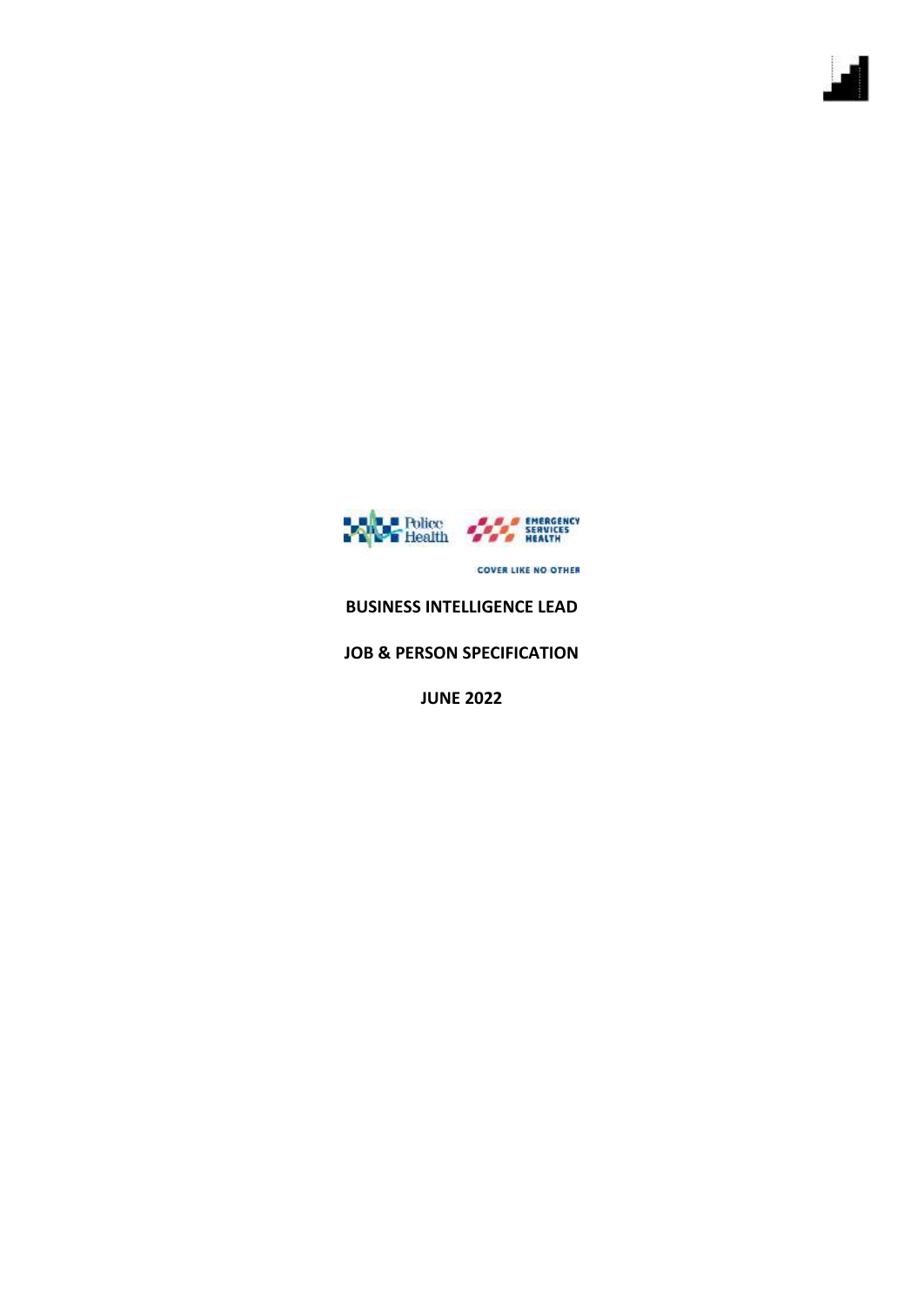Police Health

EMERGENCY SERVICES HEALTH

COVER LIKE NO OTHER

**BUSINESS INTELLIGENCE LEAD**

**JOB & PERSON SPECIFICATION**

**JUNE 2022**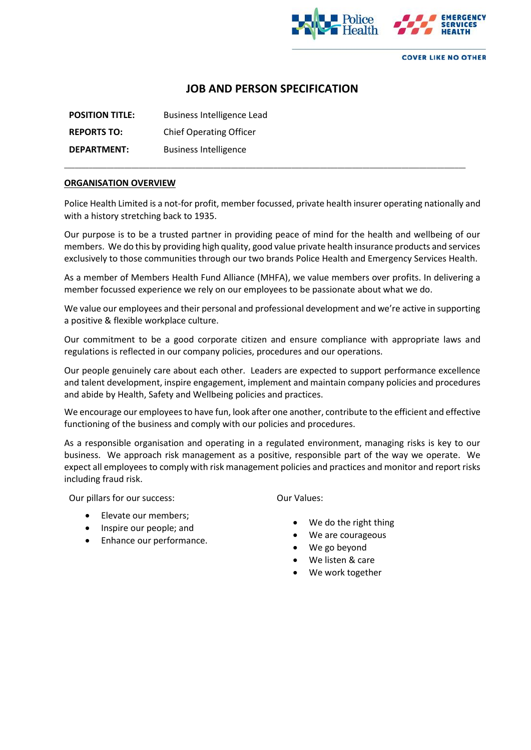# JOB AND PERSON SPECIFICATION

| | |
|---|---|
| **POSITION TITLE:** | Business Intelligence Lead |
| **REPORTS TO:** | Chief Operating Officer |
| **DEPARTMENT:** | Business Intelligence |

---

## ORGANISATION OVERVIEW

Police Health Limited is a not-for profit, member focussed, private health insurer operating nationally and with a history stretching back to 1935.

Our purpose is to be a trusted partner in providing peace of mind for the health and wellbeing of our members. We do this by providing high quality, good value private health insurance products and services exclusively to those communities through our two brands Police Health and Emergency Services Health.

As a member of Members Health Fund Alliance (MHFA), we value members over profits. In delivering a member focussed experience we rely on our employees to be passionate about what we do.

We value our employees and their personal and professional development and we're active in supporting a positive & flexible workplace culture.

Our commitment to be a good corporate citizen and ensure compliance with appropriate laws and regulations is reflected in our company policies, procedures and our operations.

Our people genuinely care about each other. Leaders are expected to support performance excellence and talent development, inspire engagement, implement and maintain company policies and procedures and abide by Health, Safety and Wellbeing policies and practices.

We encourage our employees to have fun, look after one another, contribute to the efficient and effective functioning of the business and comply with our policies and procedures.

As a responsible organisation and operating in a regulated environment, managing risks is key to our business. We approach risk management as a positive, responsible part of the way we operate. We expect all employees to comply with risk management policies and practices and monitor and report risks including fraud risk.

Our pillars for our success:

- Elevate our members;
- Inspire our people; and
- Enhance our performance.

Our Values:

- We do the right thing
- We are courageous
- We go beyond
- We listen & care
- We work together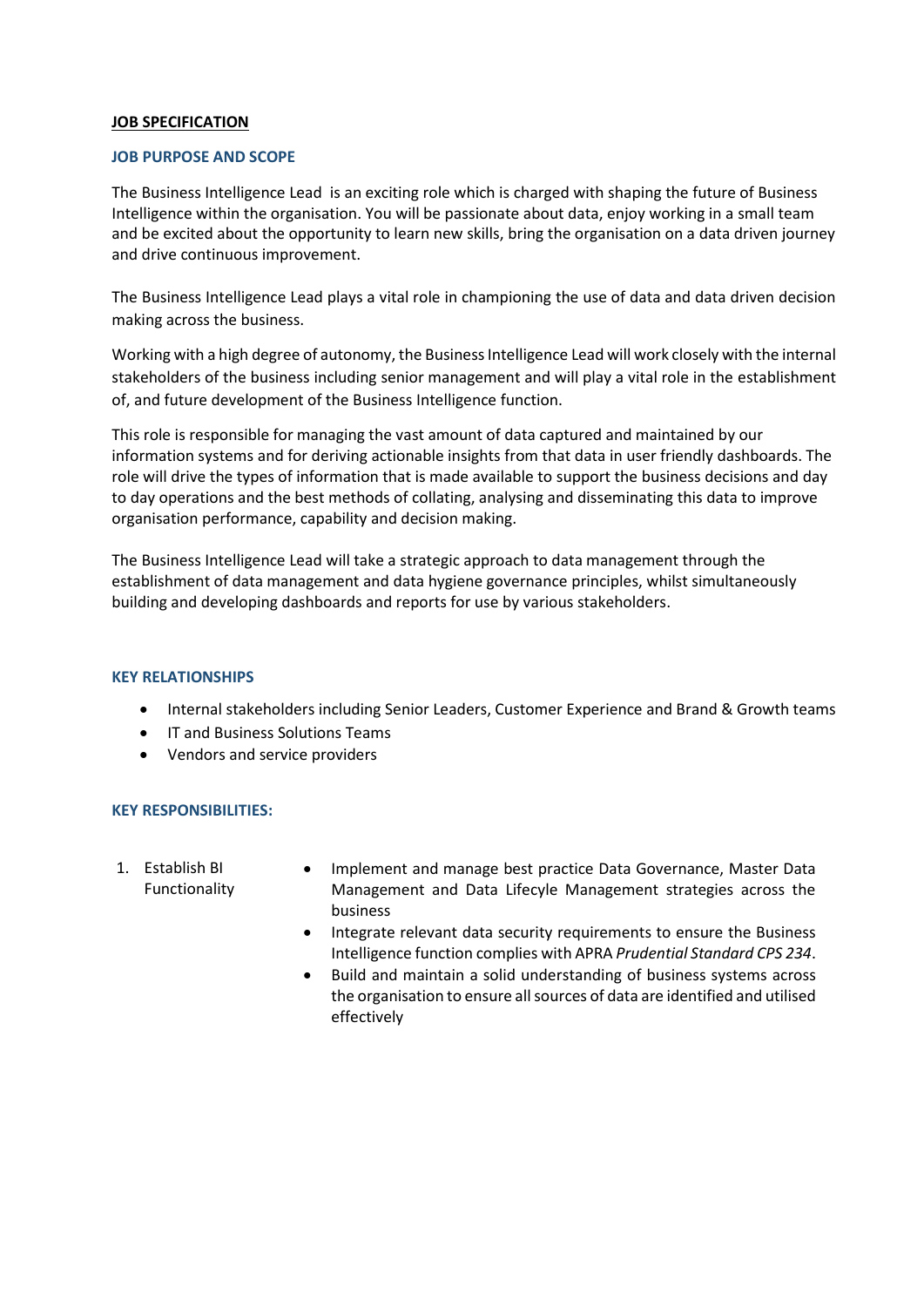**JOB SPECIFICATION**

## JOB PURPOSE AND SCOPE

The Business Intelligence Lead is an exciting role which is charged with shaping the future of Business Intelligence within the organisation. You will be passionate about data, enjoy working in a small team and be excited about the opportunity to learn new skills, bring the organisation on a data driven journey and drive continuous improvement.

The Business Intelligence Lead plays a vital role in championing the use of data and data driven decision making across the business.

Working with a high degree of autonomy, the Business Intelligence Lead will work closely with the internal stakeholders of the business including senior management and will play a vital role in the establishment of, and future development of the Business Intelligence function.

This role is responsible for managing the vast amount of data captured and maintained by our information systems and for deriving actionable insights from that data in user friendly dashboards. The role will drive the types of information that is made available to support the business decisions and day to day operations and the best methods of collating, analysing and disseminating this data to improve organisation performance, capability and decision making.

The Business Intelligence Lead will take a strategic approach to data management through the establishment of data management and data hygiene governance principles, whilst simultaneously building and developing dashboards and reports for use by various stakeholders.

## KEY RELATIONSHIPS

- Internal stakeholders including Senior Leaders, Customer Experience and Brand & Growth teams
- IT and Business Solutions Teams
- Vendors and service providers

## KEY RESPONSIBILITIES:

| | |
|---|---|
| 1. Establish BI Functionality | • Implement and manage best practice Data Governance, Master Data Management and Data Lifecyle Management strategies across the business<br>• Integrate relevant data security requirements to ensure the Business Intelligence function complies with APRA *Prudential Standard CPS 234*.<br>• Build and maintain a solid understanding of business systems across the organisation to ensure all sources of data are identified and utilised effectively |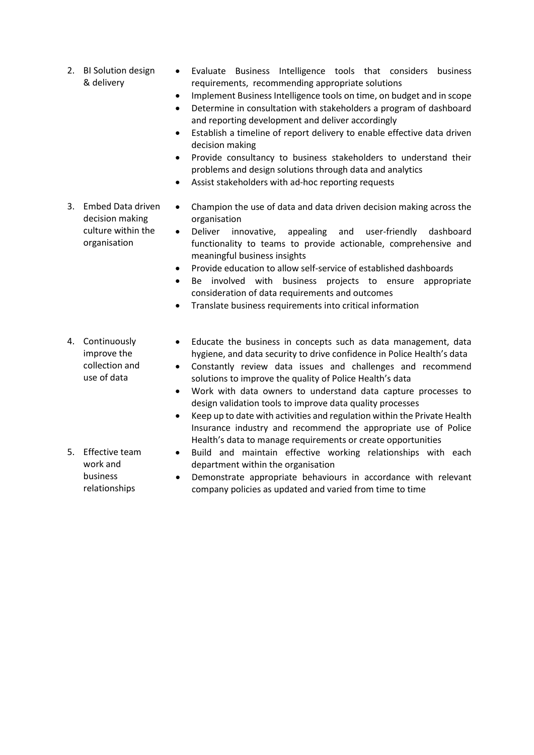| | |
|---|---|
| 2. BI Solution design & delivery | • Evaluate Business Intelligence tools that considers business requirements, recommending appropriate solutions<br>• Implement Business Intelligence tools on time, on budget and in scope<br>• Determine in consultation with stakeholders a program of dashboard and reporting development and deliver accordingly<br>• Establish a timeline of report delivery to enable effective data driven decision making<br>• Provide consultancy to business stakeholders to understand their problems and design solutions through data and analytics<br>• Assist stakeholders with ad-hoc reporting requests |
| 3. Embed Data driven decision making culture within the organisation | • Champion the use of data and data driven decision making across the organisation<br>• Deliver innovative, appealing and user-friendly dashboard functionality to teams to provide actionable, comprehensive and meaningful business insights<br>• Provide education to allow self-service of established dashboards<br>• Be involved with business projects to ensure appropriate consideration of data requirements and outcomes<br>• Translate business requirements into critical information |
| 4. Continuously improve the collection and use of data | • Educate the business in concepts such as data management, data hygiene, and data security to drive confidence in Police Health's data<br>• Constantly review data issues and challenges and recommend solutions to improve the quality of Police Health's data<br>• Work with data owners to understand data capture processes to design validation tools to improve data quality processes<br>• Keep up to date with activities and regulation within the Private Health Insurance industry and recommend the appropriate use of Police Health's data to manage requirements or create opportunities |
| 5. Effective team work and business relationships | • Build and maintain effective working relationships with each department within the organisation<br>• Demonstrate appropriate behaviours in accordance with relevant company policies as updated and varied from time to time |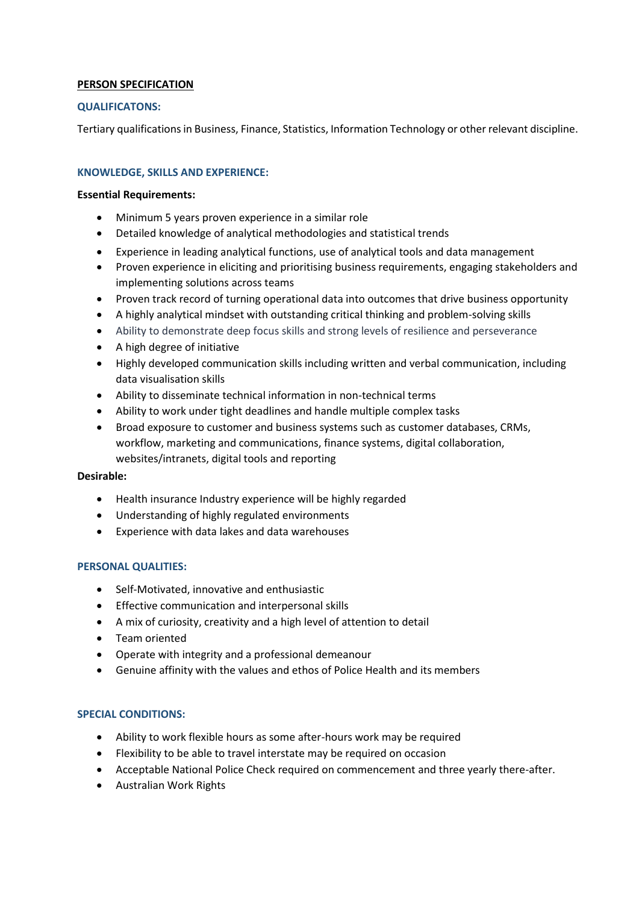## PERSON SPECIFICATION

### QUALIFICATONS:

Tertiary qualifications in Business, Finance, Statistics, Information Technology or other relevant discipline.

### KNOWLEDGE, SKILLS AND EXPERIENCE:

**Essential Requirements:**

- Minimum 5 years proven experience in a similar role
- Detailed knowledge of analytical methodologies and statistical trends
- Experience in leading analytical functions, use of analytical tools and data management
- Proven experience in eliciting and prioritising business requirements, engaging stakeholders and implementing solutions across teams
- Proven track record of turning operational data into outcomes that drive business opportunity
- A highly analytical mindset with outstanding critical thinking and problem-solving skills
- Ability to demonstrate deep focus skills and strong levels of resilience and perseverance
- A high degree of initiative
- Highly developed communication skills including written and verbal communication, including data visualisation skills
- Ability to disseminate technical information in non-technical terms
- Ability to work under tight deadlines and handle multiple complex tasks
- Broad exposure to customer and business systems such as customer databases, CRMs, workflow, marketing and communications, finance systems, digital collaboration, websites/intranets, digital tools and reporting

**Desirable:**

- Health insurance Industry experience will be highly regarded
- Understanding of highly regulated environments
- Experience with data lakes and data warehouses

### PERSONAL QUALITIES:

- Self-Motivated, innovative and enthusiastic
- Effective communication and interpersonal skills
- A mix of curiosity, creativity and a high level of attention to detail
- Team oriented
- Operate with integrity and a professional demeanour
- Genuine affinity with the values and ethos of Police Health and its members

### SPECIAL CONDITIONS:

- Ability to work flexible hours as some after-hours work may be required
- Flexibility to be able to travel interstate may be required on occasion
- Acceptable National Police Check required on commencement and three yearly there-after.
- Australian Work Rights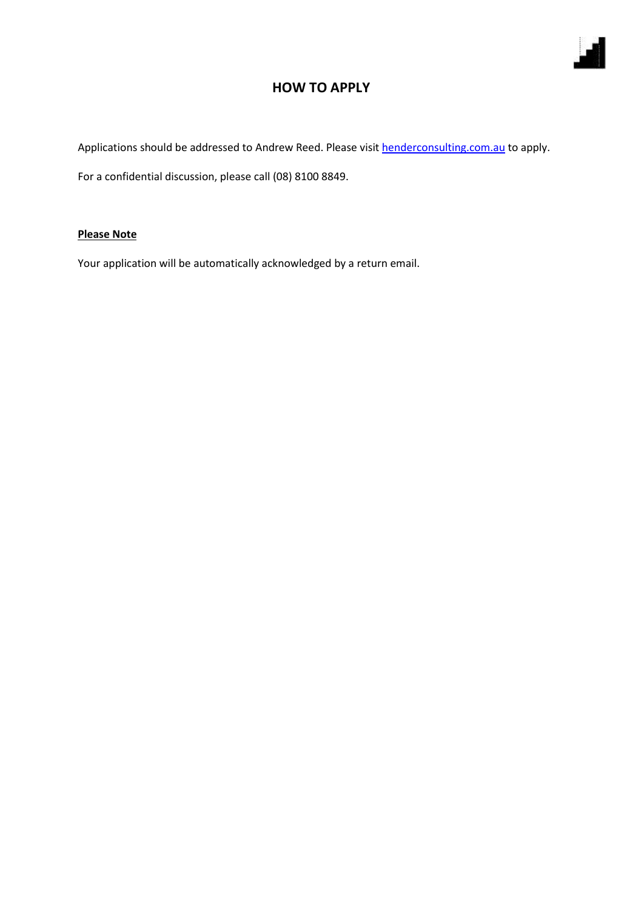# HOW TO APPLY

Applications should be addressed to Andrew Reed. Please visit [henderconsulting.com.au](http://henderconsulting.com.au) to apply.

For a confidential discussion, please call (08) 8100 8849.

**Please Note**

Your application will be automatically acknowledged by a return email.